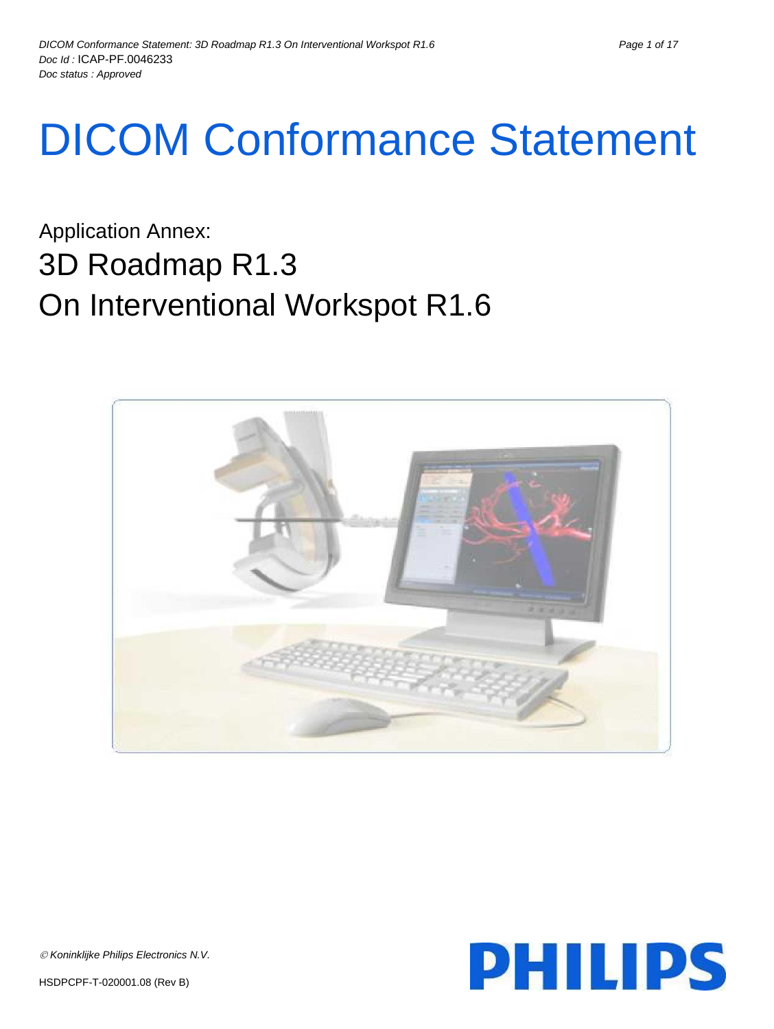# DICOM Conformance Statement

Application Annex:

## 3D Roadmap R1.3
## On Interventional Workspot R1.6

© *Koninklijke Philips Electronics N.V.*

HSDPCPF-T-020001.08 (Rev B)

PHILIPS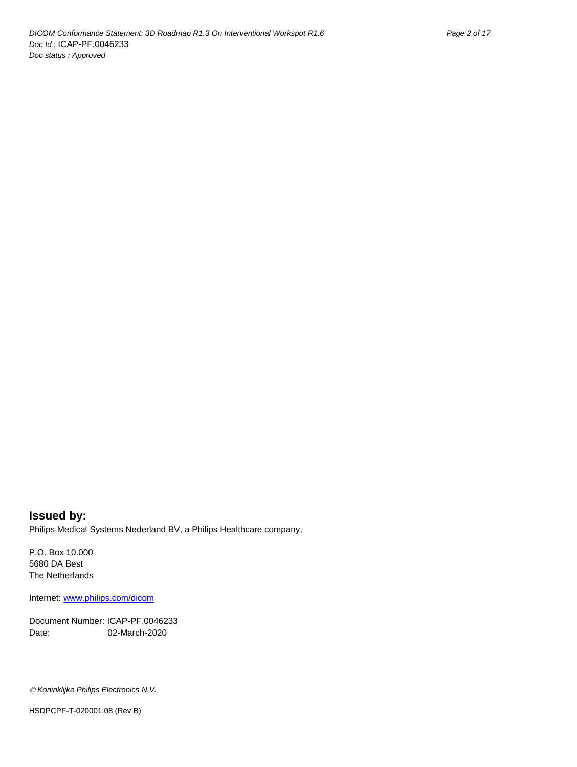## Issued by:

Philips Medical Systems Nederland BV, a Philips Healthcare company,

P.O. Box 10.000
5680 DA Best
The Netherlands

Internet: www.philips.com/dicom

Document Number: ICAP-PF.0046233
Date: 02-March-2020

*© Koninklijke Philips Electronics N.V.*

HSDPCPF-T-020001.08 (Rev B)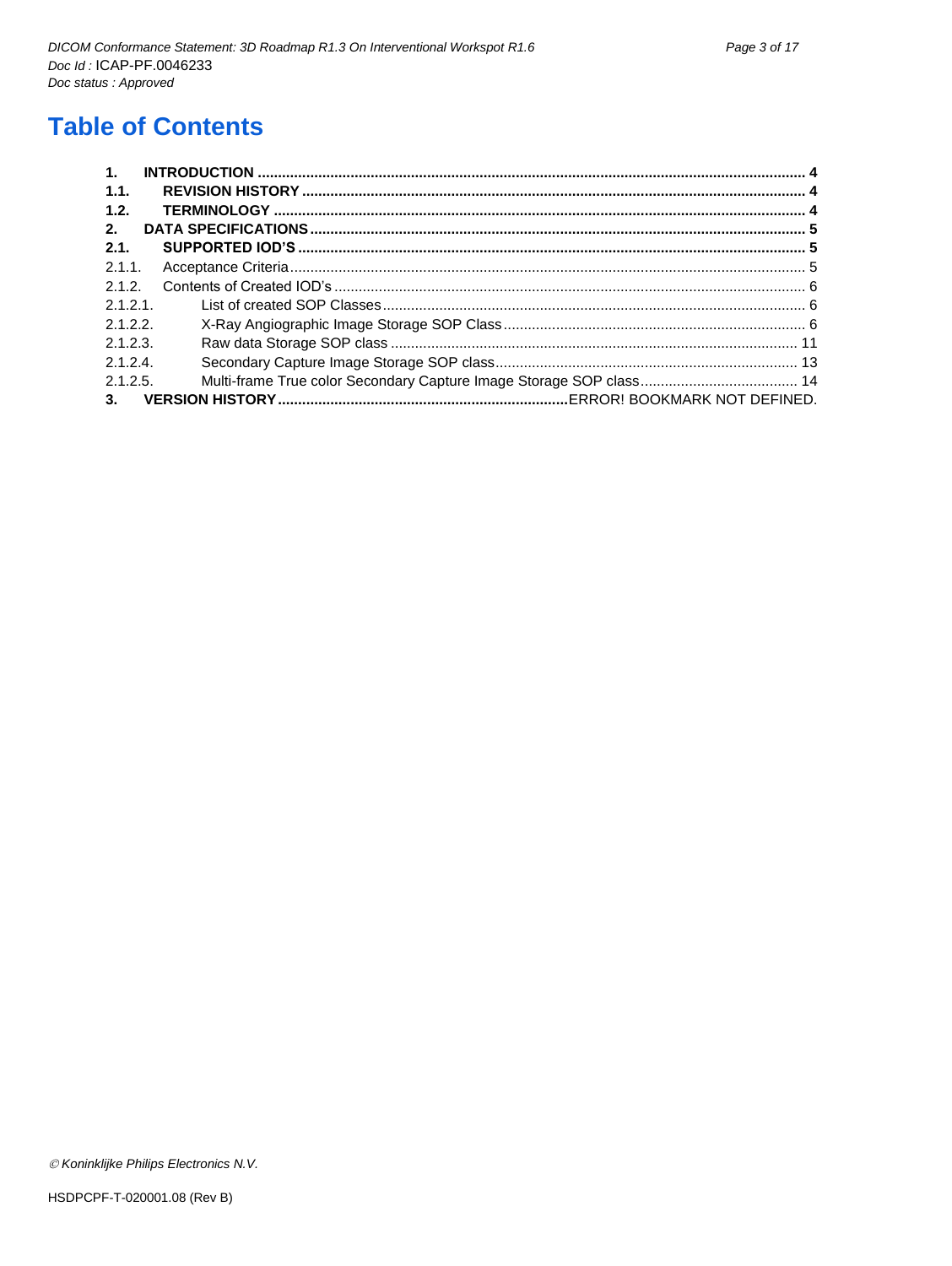# Table of Contents

**1. INTRODUCTION** ..... **4**
**1.1. REVISION HISTORY** ..... **4**
**1.2. TERMINOLOGY** ..... **4**
**2. DATA SPECIFICATIONS** ..... **5**
**2.1. SUPPORTED IOD'S** ..... **5**
2.1.1. Acceptance Criteria ..... 5
2.1.2. Contents of Created IOD's ..... 6
2.1.2.1. List of created SOP Classes ..... 6
2.1.2.2. X-Ray Angiographic Image Storage SOP Class ..... 6
2.1.2.3. Raw data Storage SOP class ..... 11
2.1.2.4. Secondary Capture Image Storage SOP class ..... 13
2.1.2.5. Multi-frame True color Secondary Capture Image Storage SOP class ..... 14
**3. VERSION HISTORY** ..... ERROR! BOOKMARK NOT DEFINED.

© Koninklijke Philips Electronics N.V.

HSDPCPF-T-020001.08 (Rev B)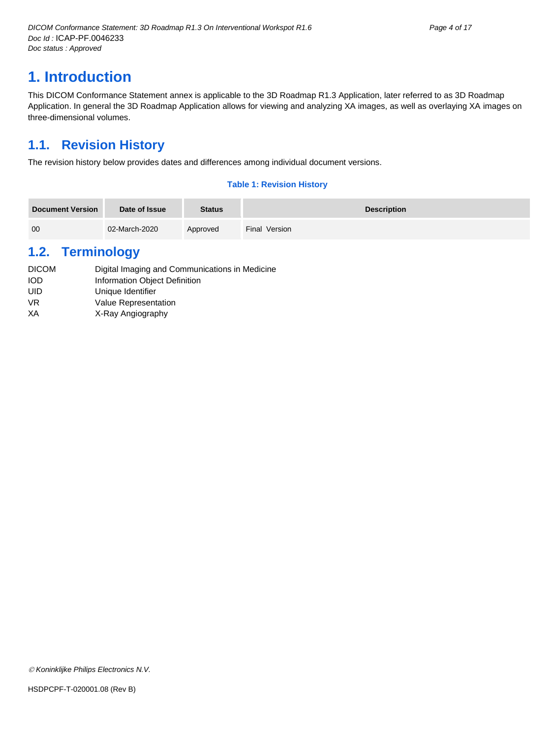# 1. Introduction

This DICOM Conformance Statement annex is applicable to the 3D Roadmap R1.3 Application, later referred to as 3D Roadmap Application. In general the 3D Roadmap Application allows for viewing and analyzing XA images, as well as overlaying XA images on three-dimensional volumes.

## 1.1. Revision History

The revision history below provides dates and differences among individual document versions.

**Table 1: Revision History**

| Document Version | Date of Issue | Status | Description |
| --- | --- | --- | --- |
| 00 | 02-March-2020 | Approved | Final Version |

## 1.2. Terminology

| | |
| --- | --- |
| DICOM | Digital Imaging and Communications in Medicine |
| IOD | Information Object Definition |
| UID | Unique Identifier |
| VR | Value Representation |
| XA | X-Ray Angiography |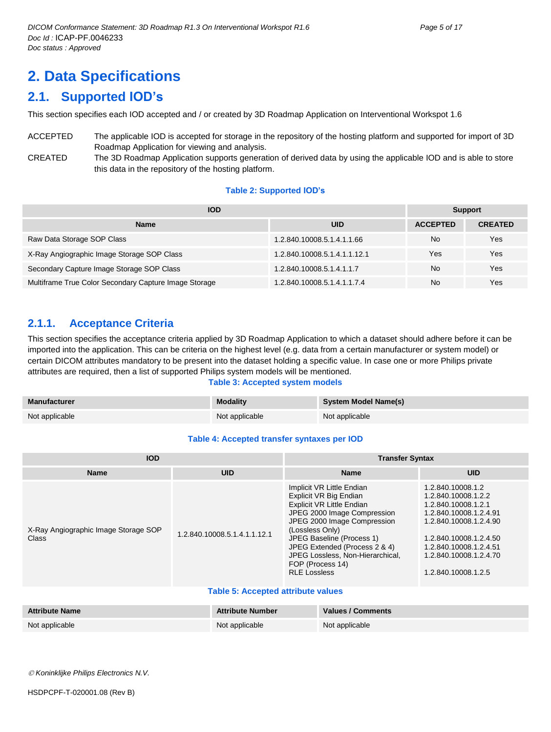# 2. Data Specifications

## 2.1. Supported IOD's

This section specifies each IOD accepted and / or created by 3D Roadmap Application on Interventional Workspot 1.6

ACCEPTED The applicable IOD is accepted for storage in the repository of the hosting platform and supported for import of 3D Roadmap Application for viewing and analysis.

CREATED The 3D Roadmap Application supports generation of derived data by using the applicable IOD and is able to store this data in the repository of the hosting platform.

**Table 2: Supported IOD's**

| IOD | | Support | |
|---|---|---|---|
| **Name** | **UID** | **ACCEPTED** | **CREATED** |
| Raw Data Storage SOP Class | 1.2.840.10008.5.1.4.1.1.66 | No | Yes |
| X-Ray Angiographic Image Storage SOP Class | 1.2.840.10008.5.1.4.1.1.12.1 | Yes | Yes |
| Secondary Capture Image Storage SOP Class | 1.2.840.10008.5.1.4.1.1.7 | No | Yes |
| Multiframe True Color Secondary Capture Image Storage | 1.2.840.10008.5.1.4.1.1.7.4 | No | Yes |

### 2.1.1. Acceptance Criteria

This section specifies the acceptance criteria applied by 3D Roadmap Application to which a dataset should adhere before it can be imported into the application. This can be criteria on the highest level (e.g. data from a certain manufacturer or system model) or certain DICOM attributes mandatory to be present into the dataset holding a specific value. In case one or more Philips private attributes are required, then a list of supported Philips system models will be mentioned.

**Table 3: Accepted system models**

| Manufacturer | Modality | System Model Name(s) |
|---|---|---|
| Not applicable | Not applicable | Not applicable |

**Table 4: Accepted transfer syntaxes per IOD**

| IOD | | Transfer Syntax | |
|---|---|---|---|
| **Name** | **UID** | **Name** | **UID** |
| X-Ray Angiographic Image Storage SOP Class | 1.2.840.10008.5.1.4.1.1.12.1 | Implicit VR Little Endian<br>Explicit VR Big Endian<br>Explicit VR Little Endian<br>JPEG 2000 Image Compression<br>JPEG 2000 Image Compression (Lossless Only)<br>JPEG Baseline (Process 1)<br>JPEG Extended (Process 2 & 4)<br>JPEG Lossless, Non-Hierarchical, FOP (Process 14)<br>RLE Lossless | 1.2.840.10008.1.2<br>1.2.840.10008.1.2.2<br>1.2.840.10008.1.2.1<br>1.2.840.10008.1.2.4.91<br>1.2.840.10008.1.2.4.90<br>1.2.840.10008.1.2.4.50<br>1.2.840.10008.1.2.4.51<br>1.2.840.10008.1.2.4.70<br>1.2.840.10008.1.2.5 |

**Table 5: Accepted attribute values**

| Attribute Name | Attribute Number | Values / Comments |
|---|---|---|
| Not applicable | Not applicable | Not applicable |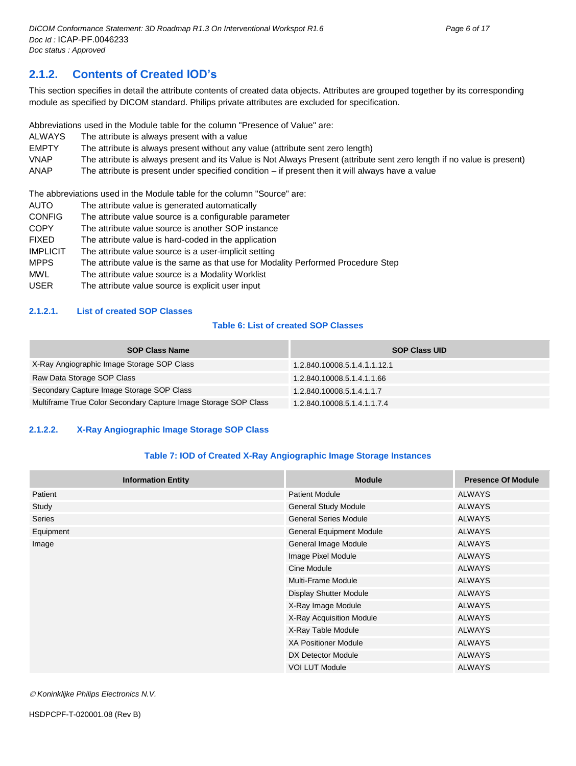## 2.1.2. Contents of Created IOD's

This section specifies in detail the attribute contents of created data objects. Attributes are grouped together by its corresponding module as specified by DICOM standard. Philips private attributes are excluded for specification.

Abbreviations used in the Module table for the column "Presence of Value" are:

| | |
|---|---|
| ALWAYS | The attribute is always present with a value |
| EMPTY | The attribute is always present without any value (attribute sent zero length) |
| VNAP | The attribute is always present and its Value is Not Always Present (attribute sent zero length if no value is present) |
| ANAP | The attribute is present under specified condition – if present then it will always have a value |

The abbreviations used in the Module table for the column "Source" are:

| | |
|---|---|
| AUTO | The attribute value is generated automatically |
| CONFIG | The attribute value source is a configurable parameter |
| COPY | The attribute value source is another SOP instance |
| FIXED | The attribute value is hard-coded in the application |
| IMPLICIT | The attribute value source is a user-implicit setting |
| MPPS | The attribute value is the same as that use for Modality Performed Procedure Step |
| MWL | The attribute value source is a Modality Worklist |
| USER | The attribute value source is explicit user input |

### 2.1.2.1. List of created SOP Classes

**Table 6: List of created SOP Classes**

| SOP Class Name | SOP Class UID |
|---|---|
| X-Ray Angiographic Image Storage SOP Class | 1.2.840.10008.5.1.4.1.1.12.1 |
| Raw Data Storage SOP Class | 1.2.840.10008.5.1.4.1.1.66 |
| Secondary Capture Image Storage SOP Class | 1.2.840.10008.5.1.4.1.1.7 |
| Multiframe True Color Secondary Capture Image Storage SOP Class | 1.2.840.10008.5.1.4.1.1.7.4 |

### 2.1.2.2. X-Ray Angiographic Image Storage SOP Class

**Table 7: IOD of Created X-Ray Angiographic Image Storage Instances**

| Information Entity | Module | Presence Of Module |
|---|---|---|
| Patient | Patient Module | ALWAYS |
| Study | General Study Module | ALWAYS |
| Series | General Series Module | ALWAYS |
| Equipment | General Equipment Module | ALWAYS |
| Image | General Image Module | ALWAYS |
| | Image Pixel Module | ALWAYS |
| | Cine Module | ALWAYS |
| | Multi-Frame Module | ALWAYS |
| | Display Shutter Module | ALWAYS |
| | X-Ray Image Module | ALWAYS |
| | X-Ray Acquisition Module | ALWAYS |
| | X-Ray Table Module | ALWAYS |
| | XA Positioner Module | ALWAYS |
| | DX Detector Module | ALWAYS |
| | VOI LUT Module | ALWAYS |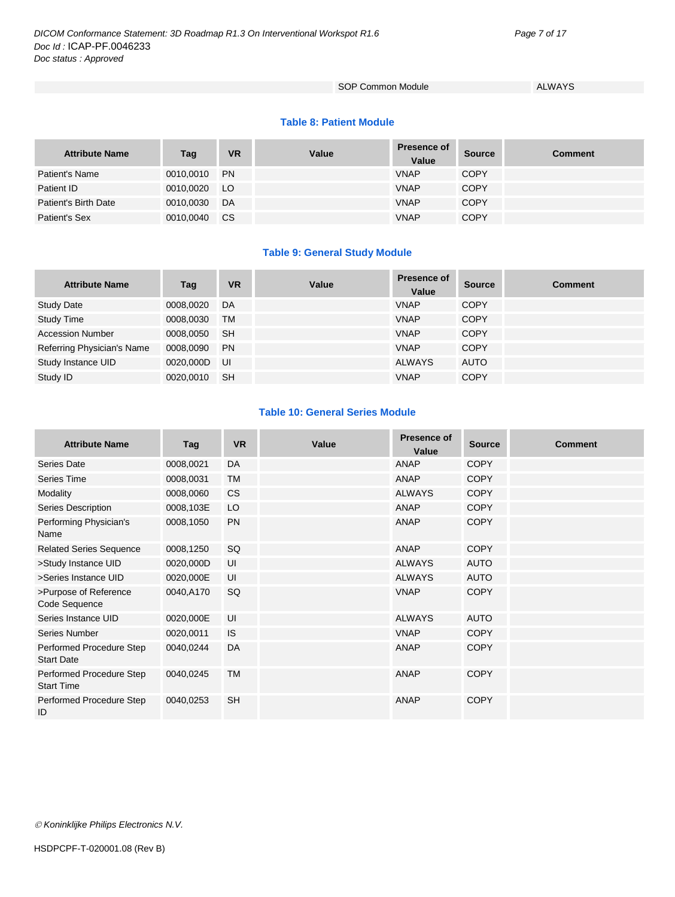| | SOP Common Module | ALWAYS |
|---|---|---|

**Table 8: Patient Module**

| Attribute Name | Tag | VR | Value | Presence of Value | Source | Comment |
|---|---|---|---|---|---|---|
| Patient's Name | 0010,0010 | PN | | VNAP | COPY | |
| Patient ID | 0010,0020 | LO | | VNAP | COPY | |
| Patient's Birth Date | 0010,0030 | DA | | VNAP | COPY | |
| Patient's Sex | 0010,0040 | CS | | VNAP | COPY | |

**Table 9: General Study Module**

| Attribute Name | Tag | VR | Value | Presence of Value | Source | Comment |
|---|---|---|---|---|---|---|
| Study Date | 0008,0020 | DA | | VNAP | COPY | |
| Study Time | 0008,0030 | TM | | VNAP | COPY | |
| Accession Number | 0008,0050 | SH | | VNAP | COPY | |
| Referring Physician's Name | 0008,0090 | PN | | VNAP | COPY | |
| Study Instance UID | 0020,000D | UI | | ALWAYS | AUTO | |
| Study ID | 0020,0010 | SH | | VNAP | COPY | |

**Table 10: General Series Module**

| Attribute Name | Tag | VR | Value | Presence of Value | Source | Comment |
|---|---|---|---|---|---|---|
| Series Date | 0008,0021 | DA | | ANAP | COPY | |
| Series Time | 0008,0031 | TM | | ANAP | COPY | |
| Modality | 0008,0060 | CS | | ALWAYS | COPY | |
| Series Description | 0008,103E | LO | | ANAP | COPY | |
| Performing Physician's Name | 0008,1050 | PN | | ANAP | COPY | |
| Related Series Sequence | 0008,1250 | SQ | | ANAP | COPY | |
| >Study Instance UID | 0020,000D | UI | | ALWAYS | AUTO | |
| >Series Instance UID | 0020,000E | UI | | ALWAYS | AUTO | |
| >Purpose of Reference Code Sequence | 0040,A170 | SQ | | VNAP | COPY | |
| Series Instance UID | 0020,000E | UI | | ALWAYS | AUTO | |
| Series Number | 0020,0011 | IS | | VNAP | COPY | |
| Performed Procedure Step Start Date | 0040,0244 | DA | | ANAP | COPY | |
| Performed Procedure Step Start Time | 0040,0245 | TM | | ANAP | COPY | |
| Performed Procedure Step ID | 0040,0253 | SH | | ANAP | COPY | |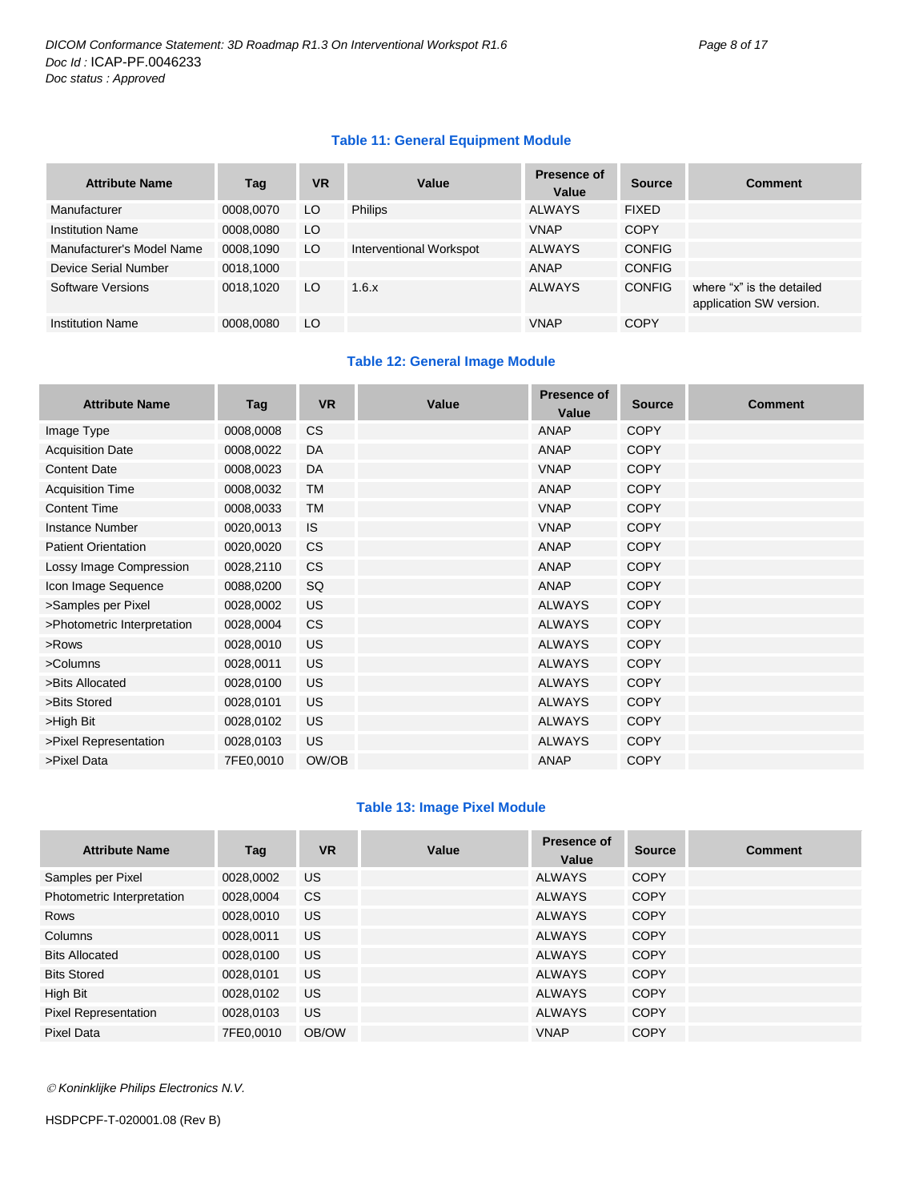**Table 11: General Equipment Module**

| Attribute Name | Tag | VR | Value | Presence of Value | Source | Comment |
|---|---|---|---|---|---|---|
| Manufacturer | 0008,0070 | LO | Philips | ALWAYS | FIXED | |
| Institution Name | 0008,0080 | LO | | VNAP | COPY | |
| Manufacturer's Model Name | 0008,1090 | LO | Interventional Workspot | ALWAYS | CONFIG | |
| Device Serial Number | 0018,1000 | | | ANAP | CONFIG | |
| Software Versions | 0018,1020 | LO | 1.6.x | ALWAYS | CONFIG | where "x" is the detailed application SW version. |
| Institution Name | 0008,0080 | LO | | VNAP | COPY | |

**Table 12: General Image Module**

| Attribute Name | Tag | VR | Value | Presence of Value | Source | Comment |
|---|---|---|---|---|---|---|
| Image Type | 0008,0008 | CS | | ANAP | COPY | |
| Acquisition Date | 0008,0022 | DA | | ANAP | COPY | |
| Content Date | 0008,0023 | DA | | VNAP | COPY | |
| Acquisition Time | 0008,0032 | TM | | ANAP | COPY | |
| Content Time | 0008,0033 | TM | | VNAP | COPY | |
| Instance Number | 0020,0013 | IS | | VNAP | COPY | |
| Patient Orientation | 0020,0020 | CS | | ANAP | COPY | |
| Lossy Image Compression | 0028,2110 | CS | | ANAP | COPY | |
| Icon Image Sequence | 0088,0200 | SQ | | ANAP | COPY | |
| >Samples per Pixel | 0028,0002 | US | | ALWAYS | COPY | |
| >Photometric Interpretation | 0028,0004 | CS | | ALWAYS | COPY | |
| >Rows | 0028,0010 | US | | ALWAYS | COPY | |
| >Columns | 0028,0011 | US | | ALWAYS | COPY | |
| >Bits Allocated | 0028,0100 | US | | ALWAYS | COPY | |
| >Bits Stored | 0028,0101 | US | | ALWAYS | COPY | |
| >High Bit | 0028,0102 | US | | ALWAYS | COPY | |
| >Pixel Representation | 0028,0103 | US | | ALWAYS | COPY | |
| >Pixel Data | 7FE0,0010 | OW/OB | | ANAP | COPY | |

**Table 13: Image Pixel Module**

| Attribute Name | Tag | VR | Value | Presence of Value | Source | Comment |
|---|---|---|---|---|---|---|
| Samples per Pixel | 0028,0002 | US | | ALWAYS | COPY | |
| Photometric Interpretation | 0028,0004 | CS | | ALWAYS | COPY | |
| Rows | 0028,0010 | US | | ALWAYS | COPY | |
| Columns | 0028,0011 | US | | ALWAYS | COPY | |
| Bits Allocated | 0028,0100 | US | | ALWAYS | COPY | |
| Bits Stored | 0028,0101 | US | | ALWAYS | COPY | |
| High Bit | 0028,0102 | US | | ALWAYS | COPY | |
| Pixel Representation | 0028,0103 | US | | ALWAYS | COPY | |
| Pixel Data | 7FE0,0010 | OB/OW | | VNAP | COPY | |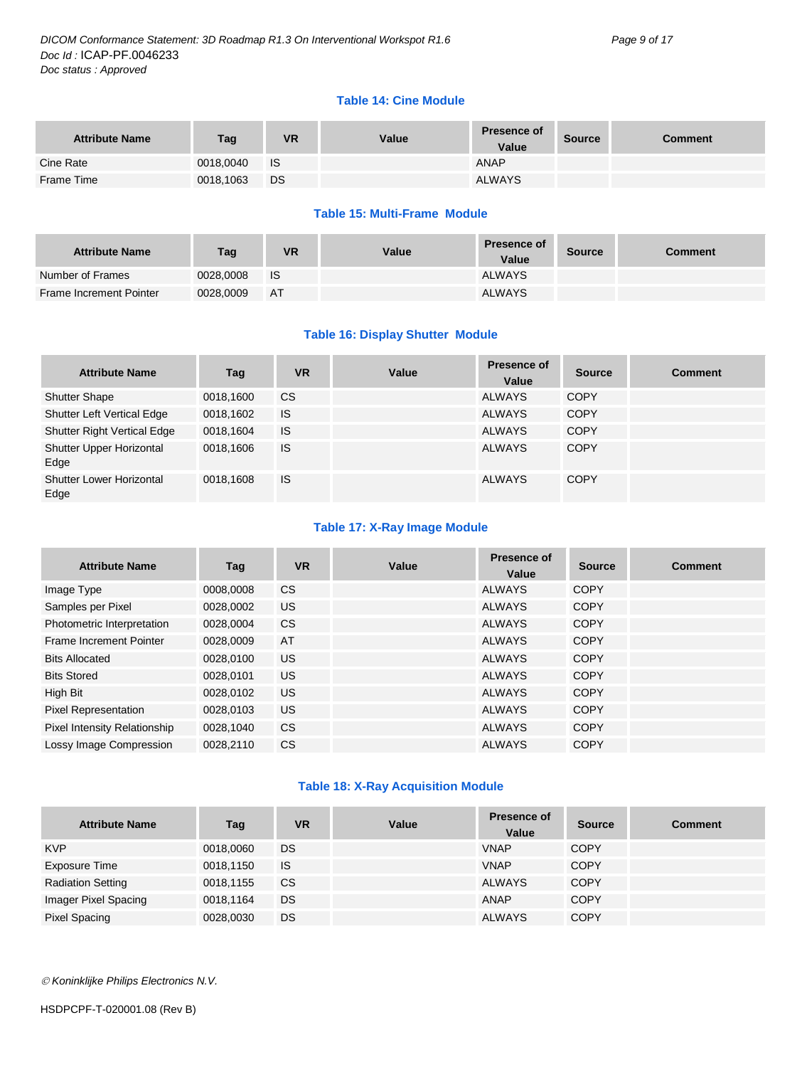**Table 14: Cine Module**

| Attribute Name | Tag | VR | Value | Presence of Value | Source | Comment |
|---|---|---|---|---|---|---|
| Cine Rate | 0018,0040 | IS | | ANAP | | |
| Frame Time | 0018,1063 | DS | | ALWAYS | | |

**Table 15: Multi-Frame Module**

| Attribute Name | Tag | VR | Value | Presence of Value | Source | Comment |
|---|---|---|---|---|---|---|
| Number of Frames | 0028,0008 | IS | | ALWAYS | | |
| Frame Increment Pointer | 0028,0009 | AT | | ALWAYS | | |

**Table 16: Display Shutter Module**

| Attribute Name | Tag | VR | Value | Presence of Value | Source | Comment |
|---|---|---|---|---|---|---|
| Shutter Shape | 0018,1600 | CS | | ALWAYS | COPY | |
| Shutter Left Vertical Edge | 0018,1602 | IS | | ALWAYS | COPY | |
| Shutter Right Vertical Edge | 0018,1604 | IS | | ALWAYS | COPY | |
| Shutter Upper Horizontal Edge | 0018,1606 | IS | | ALWAYS | COPY | |
| Shutter Lower Horizontal Edge | 0018,1608 | IS | | ALWAYS | COPY | |

**Table 17: X-Ray Image Module**

| Attribute Name | Tag | VR | Value | Presence of Value | Source | Comment |
|---|---|---|---|---|---|---|
| Image Type | 0008,0008 | CS | | ALWAYS | COPY | |
| Samples per Pixel | 0028,0002 | US | | ALWAYS | COPY | |
| Photometric Interpretation | 0028,0004 | CS | | ALWAYS | COPY | |
| Frame Increment Pointer | 0028,0009 | AT | | ALWAYS | COPY | |
| Bits Allocated | 0028,0100 | US | | ALWAYS | COPY | |
| Bits Stored | 0028,0101 | US | | ALWAYS | COPY | |
| High Bit | 0028,0102 | US | | ALWAYS | COPY | |
| Pixel Representation | 0028,0103 | US | | ALWAYS | COPY | |
| Pixel Intensity Relationship | 0028,1040 | CS | | ALWAYS | COPY | |
| Lossy Image Compression | 0028,2110 | CS | | ALWAYS | COPY | |

**Table 18: X-Ray Acquisition Module**

| Attribute Name | Tag | VR | Value | Presence of Value | Source | Comment |
|---|---|---|---|---|---|---|
| KVP | 0018,0060 | DS | | VNAP | COPY | |
| Exposure Time | 0018,1150 | IS | | VNAP | COPY | |
| Radiation Setting | 0018,1155 | CS | | ALWAYS | COPY | |
| Imager Pixel Spacing | 0018,1164 | DS | | ANAP | COPY | |
| Pixel Spacing | 0028,0030 | DS | | ALWAYS | COPY | |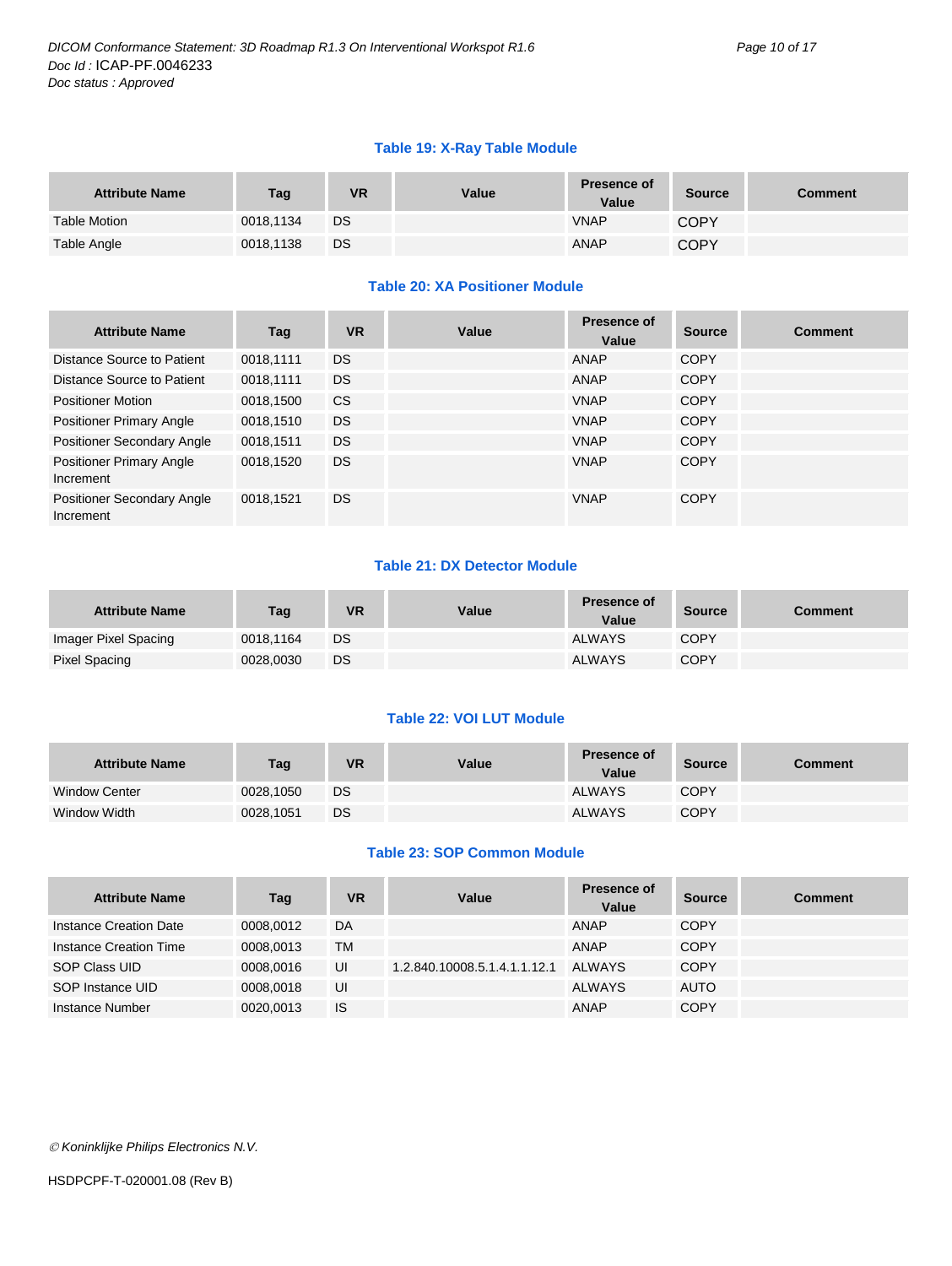**Table 19: X-Ray Table Module**

| Attribute Name | Tag | VR | Value | Presence of Value | Source | Comment |
|---|---|---|---|---|---|---|
| Table Motion | 0018,1134 | DS | | VNAP | COPY | |
| Table Angle | 0018,1138 | DS | | ANAP | COPY | |

**Table 20: XA Positioner Module**

| Attribute Name | Tag | VR | Value | Presence of Value | Source | Comment |
|---|---|---|---|---|---|---|
| Distance Source to Patient | 0018,1111 | DS | | ANAP | COPY | |
| Distance Source to Patient | 0018,1111 | DS | | ANAP | COPY | |
| Positioner Motion | 0018,1500 | CS | | VNAP | COPY | |
| Positioner Primary Angle | 0018,1510 | DS | | VNAP | COPY | |
| Positioner Secondary Angle | 0018,1511 | DS | | VNAP | COPY | |
| Positioner Primary Angle Increment | 0018,1520 | DS | | VNAP | COPY | |
| Positioner Secondary Angle Increment | 0018,1521 | DS | | VNAP | COPY | |

**Table 21: DX Detector Module**

| Attribute Name | Tag | VR | Value | Presence of Value | Source | Comment |
|---|---|---|---|---|---|---|
| Imager Pixel Spacing | 0018,1164 | DS | | ALWAYS | COPY | |
| Pixel Spacing | 0028,0030 | DS | | ALWAYS | COPY | |

**Table 22: VOI LUT Module**

| Attribute Name | Tag | VR | Value | Presence of Value | Source | Comment |
|---|---|---|---|---|---|---|
| Window Center | 0028,1050 | DS | | ALWAYS | COPY | |
| Window Width | 0028,1051 | DS | | ALWAYS | COPY | |

**Table 23: SOP Common Module**

| Attribute Name | Tag | VR | Value | Presence of Value | Source | Comment |
|---|---|---|---|---|---|---|
| Instance Creation Date | 0008,0012 | DA | | ANAP | COPY | |
| Instance Creation Time | 0008,0013 | TM | | ANAP | COPY | |
| SOP Class UID | 0008,0016 | UI | 1.2.840.10008.5.1.4.1.1.12.1 | ALWAYS | COPY | |
| SOP Instance UID | 0008,0018 | UI | | ALWAYS | AUTO | |
| Instance Number | 0020,0013 | IS | | ANAP | COPY | |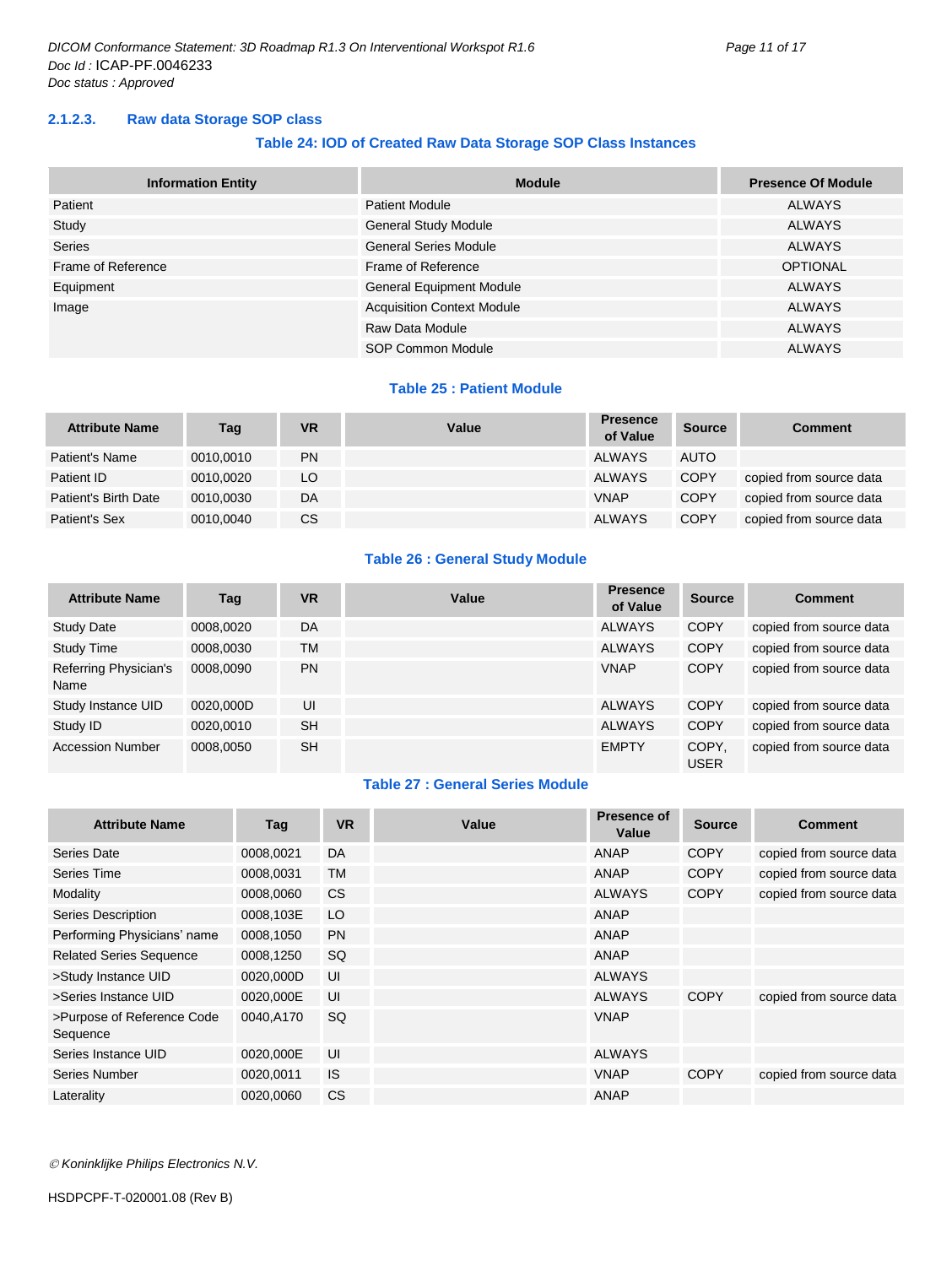#### 2.1.2.3. Raw data Storage SOP class

**Table 24: IOD of Created Raw Data Storage SOP Class Instances**

| Information Entity | Module | Presence Of Module |
|---|---|---|
| Patient | Patient Module | ALWAYS |
| Study | General Study Module | ALWAYS |
| Series | General Series Module | ALWAYS |
| Frame of Reference | Frame of Reference | OPTIONAL |
| Equipment | General Equipment Module | ALWAYS |
| Image | Acquisition Context Module | ALWAYS |
| | Raw Data Module | ALWAYS |
| | SOP Common Module | ALWAYS |

**Table 25 : Patient Module**

| Attribute Name | Tag | VR | Value | Presence of Value | Source | Comment |
|---|---|---|---|---|---|---|
| Patient's Name | 0010,0010 | PN | | ALWAYS | AUTO | |
| Patient ID | 0010,0020 | LO | | ALWAYS | COPY | copied from source data |
| Patient's Birth Date | 0010,0030 | DA | | VNAP | COPY | copied from source data |
| Patient's Sex | 0010,0040 | CS | | ALWAYS | COPY | copied from source data |

**Table 26 : General Study Module**

| Attribute Name | Tag | VR | Value | Presence of Value | Source | Comment |
|---|---|---|---|---|---|---|
| Study Date | 0008,0020 | DA | | ALWAYS | COPY | copied from source data |
| Study Time | 0008,0030 | TM | | ALWAYS | COPY | copied from source data |
| Referring Physician's Name | 0008,0090 | PN | | VNAP | COPY | copied from source data |
| Study Instance UID | 0020,000D | UI | | ALWAYS | COPY | copied from source data |
| Study ID | 0020,0010 | SH | | ALWAYS | COPY | copied from source data |
| Accession Number | 0008,0050 | SH | | EMPTY | COPY, USER | copied from source data |

**Table 27 : General Series Module**

| Attribute Name | Tag | VR | Value | Presence of Value | Source | Comment |
|---|---|---|---|---|---|---|
| Series Date | 0008,0021 | DA | | ANAP | COPY | copied from source data |
| Series Time | 0008,0031 | TM | | ANAP | COPY | copied from source data |
| Modality | 0008,0060 | CS | | ALWAYS | COPY | copied from source data |
| Series Description | 0008,103E | LO | | ANAP | | |
| Performing Physicians' name | 0008,1050 | PN | | ANAP | | |
| Related Series Sequence | 0008,1250 | SQ | | ANAP | | |
| >Study Instance UID | 0020,000D | UI | | ALWAYS | | |
| >Series Instance UID | 0020,000E | UI | | ALWAYS | COPY | copied from source data |
| >Purpose of Reference Code Sequence | 0040,A170 | SQ | | VNAP | | |
| Series Instance UID | 0020,000E | UI | | ALWAYS | | |
| Series Number | 0020,0011 | IS | | VNAP | COPY | copied from source data |
| Laterality | 0020,0060 | CS | | ANAP | | |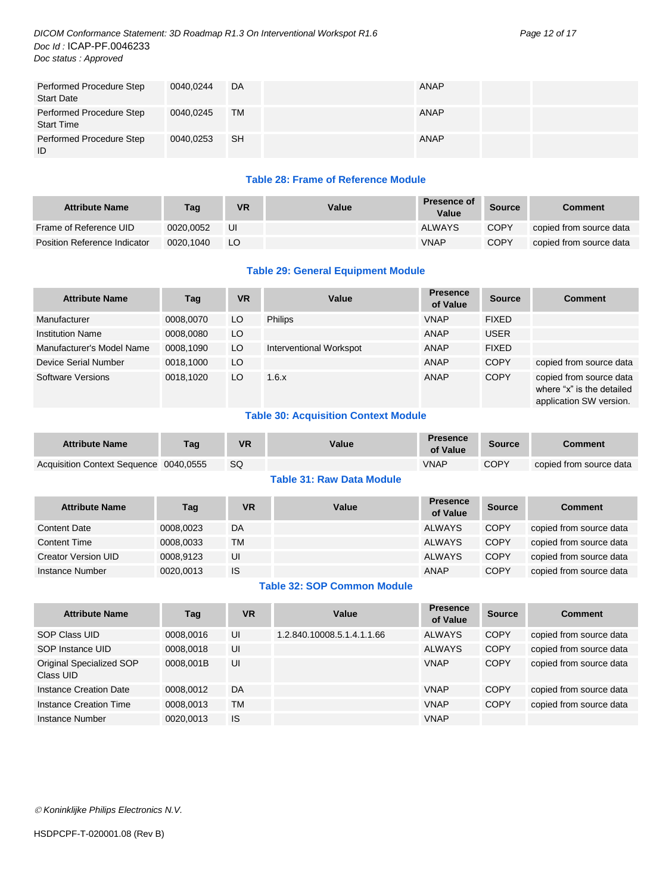| | | | | | | |
|---|---|---|---|---|---|---|
| Performed Procedure Step Start Date | 0040,0244 | DA | | ANAP | | |
| Performed Procedure Step Start Time | 0040,0245 | TM | | ANAP | | |
| Performed Procedure Step ID | 0040,0253 | SH | | ANAP | | |

**Table 28: Frame of Reference Module**

| Attribute Name | Tag | VR | Value | Presence of Value | Source | Comment |
|---|---|---|---|---|---|---|
| Frame of Reference UID | 0020,0052 | UI | | ALWAYS | COPY | copied from source data |
| Position Reference Indicator | 0020,1040 | LO | | VNAP | COPY | copied from source data |

**Table 29: General Equipment Module**

| Attribute Name | Tag | VR | Value | Presence of Value | Source | Comment |
|---|---|---|---|---|---|---|
| Manufacturer | 0008,0070 | LO | Philips | VNAP | FIXED | |
| Institution Name | 0008,0080 | LO | | ANAP | USER | |
| Manufacturer's Model Name | 0008,1090 | LO | Interventional Workspot | ANAP | FIXED | |
| Device Serial Number | 0018,1000 | LO | | ANAP | COPY | copied from source data |
| Software Versions | 0018,1020 | LO | 1.6.x | ANAP | COPY | copied from source data where “x” is the detailed application SW version. |

**Table 30: Acquisition Context Module**

| Attribute Name | Tag | VR | Value | Presence of Value | Source | Comment |
|---|---|---|---|---|---|---|
| Acquisition Context Sequence | 0040,0555 | SQ | | VNAP | COPY | copied from source data |

**Table 31: Raw Data Module**

| Attribute Name | Tag | VR | Value | Presence of Value | Source | Comment |
|---|---|---|---|---|---|---|
| Content Date | 0008,0023 | DA | | ALWAYS | COPY | copied from source data |
| Content Time | 0008,0033 | TM | | ALWAYS | COPY | copied from source data |
| Creator Version UID | 0008,9123 | UI | | ALWAYS | COPY | copied from source data |
| Instance Number | 0020,0013 | IS | | ANAP | COPY | copied from source data |

**Table 32: SOP Common Module**

| Attribute Name | Tag | VR | Value | Presence of Value | Source | Comment |
|---|---|---|---|---|---|---|
| SOP Class UID | 0008,0016 | UI | 1.2.840.10008.5.1.4.1.1.66 | ALWAYS | COPY | copied from source data |
| SOP Instance UID | 0008,0018 | UI | | ALWAYS | COPY | copied from source data |
| Original Specialized SOP Class UID | 0008,001B | UI | | VNAP | COPY | copied from source data |
| Instance Creation Date | 0008,0012 | DA | | VNAP | COPY | copied from source data |
| Instance Creation Time | 0008,0013 | TM | | VNAP | COPY | copied from source data |
| Instance Number | 0020,0013 | IS | | VNAP | | |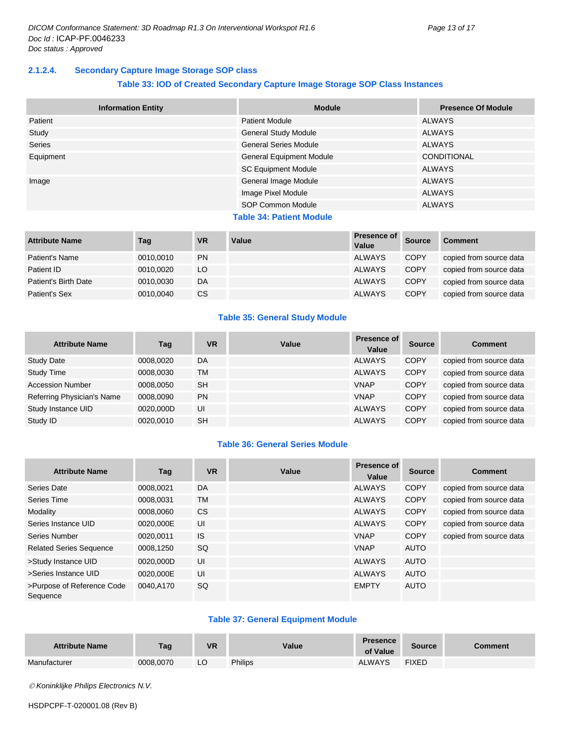### 2.1.2.4. Secondary Capture Image Storage SOP class

**Table 33: IOD of Created Secondary Capture Image Storage SOP Class Instances**

| Information Entity | Module | Presence Of Module |
|---|---|---|
| Patient | Patient Module | ALWAYS |
| Study | General Study Module | ALWAYS |
| Series | General Series Module | ALWAYS |
| Equipment | General Equipment Module | CONDITIONAL |
| | SC Equipment Module | ALWAYS |
| Image | General Image Module | ALWAYS |
| | Image Pixel Module | ALWAYS |
| | SOP Common Module | ALWAYS |

**Table 34: Patient Module**

| Attribute Name | Tag | VR | Value | Presence of Value | Source | Comment |
|---|---|---|---|---|---|---|
| Patient's Name | 0010,0010 | PN | | ALWAYS | COPY | copied from source data |
| Patient ID | 0010,0020 | LO | | ALWAYS | COPY | copied from source data |
| Patient's Birth Date | 0010,0030 | DA | | ALWAYS | COPY | copied from source data |
| Patient's Sex | 0010,0040 | CS | | ALWAYS | COPY | copied from source data |

**Table 35: General Study Module**

| Attribute Name | Tag | VR | Value | Presence of Value | Source | Comment |
|---|---|---|---|---|---|---|
| Study Date | 0008,0020 | DA | | ALWAYS | COPY | copied from source data |
| Study Time | 0008,0030 | TM | | ALWAYS | COPY | copied from source data |
| Accession Number | 0008,0050 | SH | | VNAP | COPY | copied from source data |
| Referring Physician's Name | 0008,0090 | PN | | VNAP | COPY | copied from source data |
| Study Instance UID | 0020,000D | UI | | ALWAYS | COPY | copied from source data |
| Study ID | 0020,0010 | SH | | ALWAYS | COPY | copied from source data |

**Table 36: General Series Module**

| Attribute Name | Tag | VR | Value | Presence of Value | Source | Comment |
|---|---|---|---|---|---|---|
| Series Date | 0008,0021 | DA | | ALWAYS | COPY | copied from source data |
| Series Time | 0008,0031 | TM | | ALWAYS | COPY | copied from source data |
| Modality | 0008,0060 | CS | | ALWAYS | COPY | copied from source data |
| Series Instance UID | 0020,000E | UI | | ALWAYS | COPY | copied from source data |
| Series Number | 0020,0011 | IS | | VNAP | COPY | copied from source data |
| Related Series Sequence | 0008,1250 | SQ | | VNAP | AUTO | |
| >Study Instance UID | 0020,000D | UI | | ALWAYS | AUTO | |
| >Series Instance UID | 0020,000E | UI | | ALWAYS | AUTO | |
| >Purpose of Reference Code Sequence | 0040,A170 | SQ | | EMPTY | AUTO | |

**Table 37: General Equipment Module**

| Attribute Name | Tag | VR | Value | Presence of Value | Source | Comment |
|---|---|---|---|---|---|---|
| Manufacturer | 0008,0070 | LO | Philips | ALWAYS | FIXED | |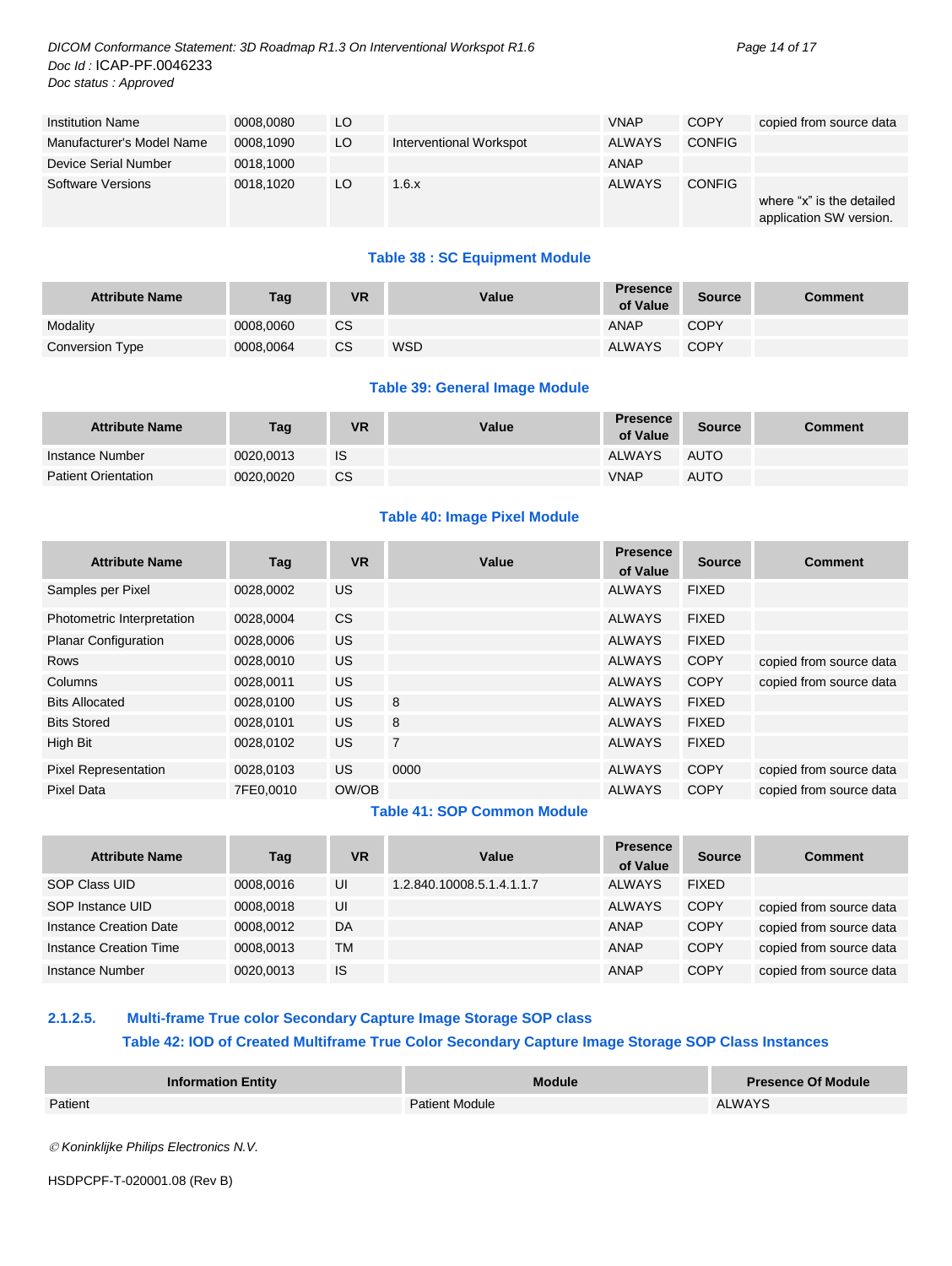| Attribute Name | Tag | VR | Value | Presence of Value | Source | Comment |
|---|---|---|---|---|---|---|
| Institution Name | 0008,0080 | LO | | VNAP | COPY | copied from source data |
| Manufacturer's Model Name | 0008,1090 | LO | Interventional Workspot | ALWAYS | CONFIG | |
| Device Serial Number | 0018,1000 | | | ANAP | | |
| Software Versions | 0018,1020 | LO | 1.6.x | ALWAYS | CONFIG | where "x" is the detailed application SW version. |

**Table 38 : SC Equipment Module**

| Attribute Name | Tag | VR | Value | Presence of Value | Source | Comment |
|---|---|---|---|---|---|---|
| Modality | 0008,0060 | CS | | ANAP | COPY | |
| Conversion Type | 0008,0064 | CS | WSD | ALWAYS | COPY | |

**Table 39: General Image Module**

| Attribute Name | Tag | VR | Value | Presence of Value | Source | Comment |
|---|---|---|---|---|---|---|
| Instance Number | 0020,0013 | IS | | ALWAYS | AUTO | |
| Patient Orientation | 0020,0020 | CS | | VNAP | AUTO | |

**Table 40: Image Pixel Module**

| Attribute Name | Tag | VR | Value | Presence of Value | Source | Comment |
|---|---|---|---|---|---|---|
| Samples per Pixel | 0028,0002 | US | | ALWAYS | FIXED | |
| Photometric Interpretation | 0028,0004 | CS | | ALWAYS | FIXED | |
| Planar Configuration | 0028,0006 | US | | ALWAYS | FIXED | |
| Rows | 0028,0010 | US | | ALWAYS | COPY | copied from source data |
| Columns | 0028,0011 | US | | ALWAYS | COPY | copied from source data |
| Bits Allocated | 0028,0100 | US | 8 | ALWAYS | FIXED | |
| Bits Stored | 0028,0101 | US | 8 | ALWAYS | FIXED | |
| High Bit | 0028,0102 | US | 7 | ALWAYS | FIXED | |
| Pixel Representation | 0028,0103 | US | 0000 | ALWAYS | COPY | copied from source data |
| Pixel Data | 7FE0,0010 | OW/OB | | ALWAYS | COPY | copied from source data |

**Table 41: SOP Common Module**

| Attribute Name | Tag | VR | Value | Presence of Value | Source | Comment |
|---|---|---|---|---|---|---|
| SOP Class UID | 0008,0016 | UI | 1.2.840.10008.5.1.4.1.1.7 | ALWAYS | FIXED | |
| SOP Instance UID | 0008,0018 | UI | | ALWAYS | COPY | copied from source data |
| Instance Creation Date | 0008,0012 | DA | | ANAP | COPY | copied from source data |
| Instance Creation Time | 0008,0013 | TM | | ANAP | COPY | copied from source data |
| Instance Number | 0020,0013 | IS | | ANAP | COPY | copied from source data |

#### 2.1.2.5. Multi-frame True color Secondary Capture Image Storage SOP class

**Table 42: IOD of Created Multiframe True Color Secondary Capture Image Storage SOP Class Instances**

| Information Entity | Module | Presence Of Module |
|---|---|---|
| Patient | Patient Module | ALWAYS |

© Koninklijke Philips Electronics N.V.

HSDPCPF-T-020001.08 (Rev B)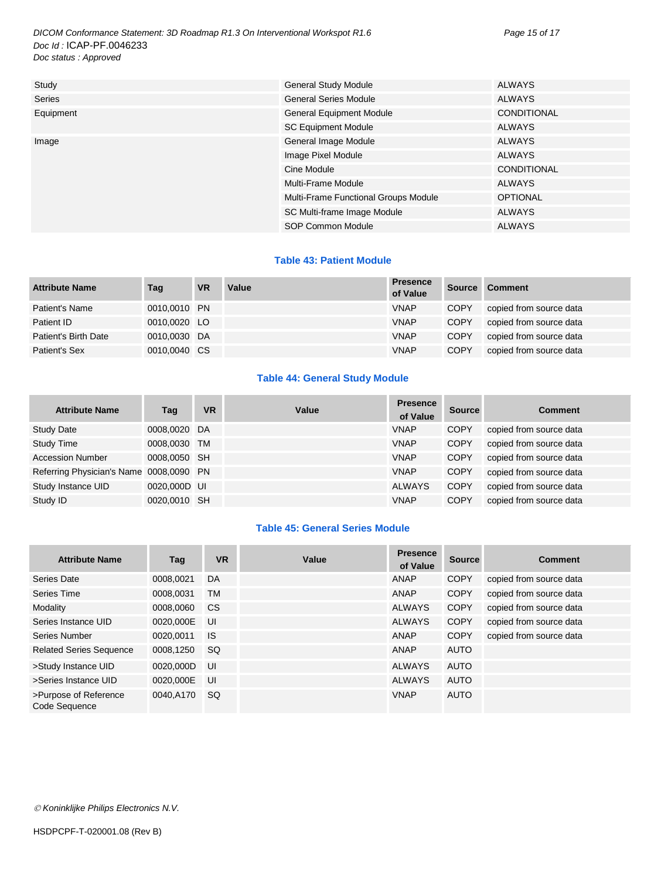| | | |
|---|---|---|
| Study | General Study Module | ALWAYS |
| Series | General Series Module | ALWAYS |
| Equipment | General Equipment Module | CONDITIONAL |
| | SC Equipment Module | ALWAYS |
| Image | General Image Module | ALWAYS |
| | Image Pixel Module | ALWAYS |
| | Cine Module | CONDITIONAL |
| | Multi-Frame Module | ALWAYS |
| | Multi-Frame Functional Groups Module | OPTIONAL |
| | SC Multi-frame Image Module | ALWAYS |
| | SOP Common Module | ALWAYS |

### Table 43: Patient Module

| Attribute Name | Tag | VR | Value | Presence of Value | Source | Comment |
|---|---|---|---|---|---|---|
| Patient's Name | 0010,0010 | PN | | VNAP | COPY | copied from source data |
| Patient ID | 0010,0020 | LO | | VNAP | COPY | copied from source data |
| Patient's Birth Date | 0010,0030 | DA | | VNAP | COPY | copied from source data |
| Patient's Sex | 0010,0040 | CS | | VNAP | COPY | copied from source data |

### Table 44: General Study Module

| Attribute Name | Tag | VR | Value | Presence of Value | Source | Comment |
|---|---|---|---|---|---|---|
| Study Date | 0008,0020 | DA | | VNAP | COPY | copied from source data |
| Study Time | 0008,0030 | TM | | VNAP | COPY | copied from source data |
| Accession Number | 0008,0050 | SH | | VNAP | COPY | copied from source data |
| Referring Physician's Name | 0008,0090 | PN | | VNAP | COPY | copied from source data |
| Study Instance UID | 0020,000D | UI | | ALWAYS | COPY | copied from source data |
| Study ID | 0020,0010 | SH | | VNAP | COPY | copied from source data |

### Table 45: General Series Module

| Attribute Name | Tag | VR | Value | Presence of Value | Source | Comment |
|---|---|---|---|---|---|---|
| Series Date | 0008,0021 | DA | | ANAP | COPY | copied from source data |
| Series Time | 0008,0031 | TM | | ANAP | COPY | copied from source data |
| Modality | 0008,0060 | CS | | ALWAYS | COPY | copied from source data |
| Series Instance UID | 0020,000E | UI | | ALWAYS | COPY | copied from source data |
| Series Number | 0020,0011 | IS | | ANAP | COPY | copied from source data |
| Related Series Sequence | 0008,1250 | SQ | | ANAP | AUTO | |
| >Study Instance UID | 0020,000D | UI | | ALWAYS | AUTO | |
| >Series Instance UID | 0020,000E | UI | | ALWAYS | AUTO | |
| >Purpose of Reference Code Sequence | 0040,A170 | SQ | | VNAP | AUTO | |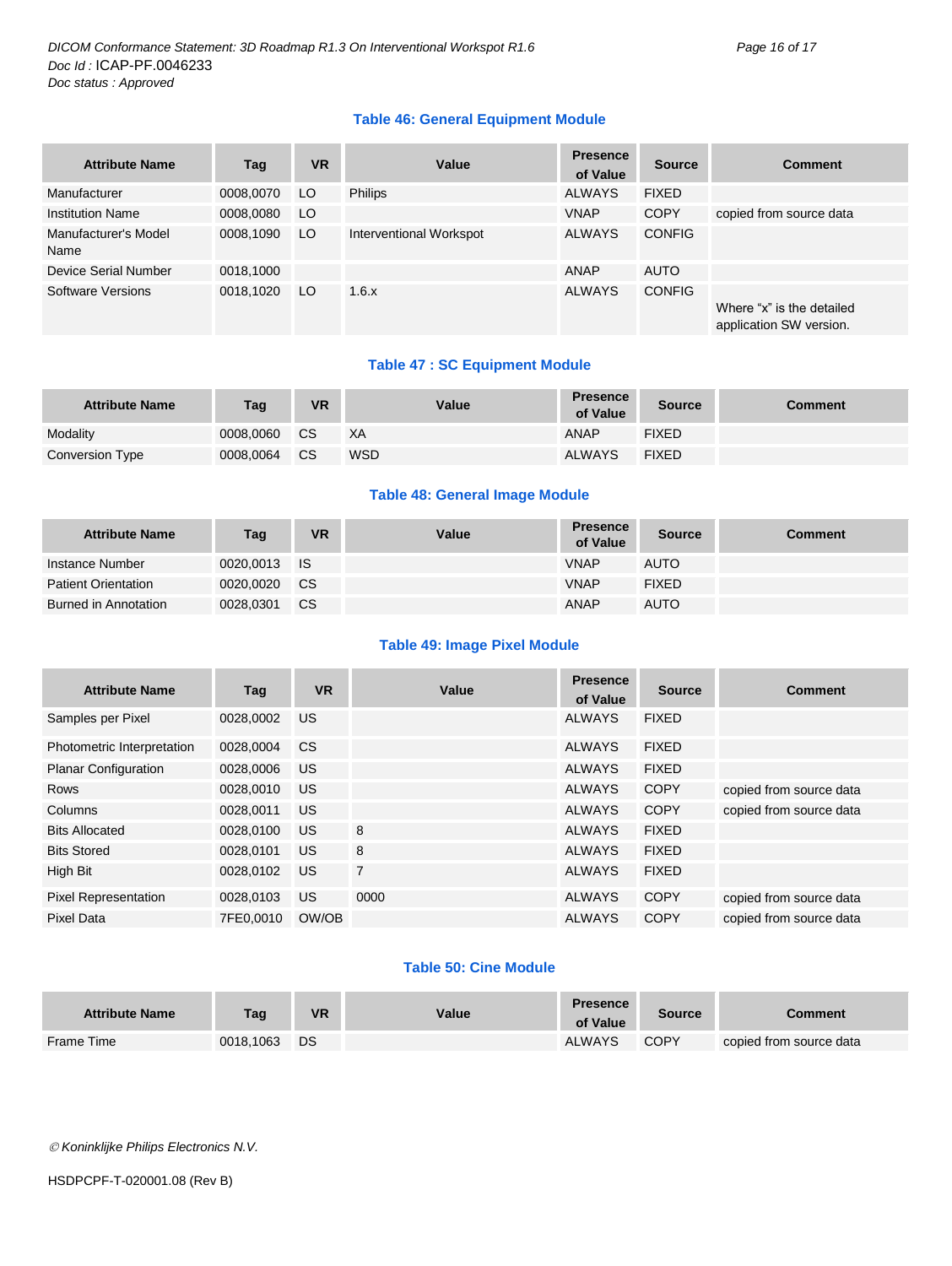**Table 46: General Equipment Module**

| Attribute Name | Tag | VR | Value | Presence of Value | Source | Comment |
|---|---|---|---|---|---|---|
| Manufacturer | 0008,0070 | LO | Philips | ALWAYS | FIXED | |
| Institution Name | 0008,0080 | LO | | VNAP | COPY | copied from source data |
| Manufacturer's Model Name | 0008,1090 | LO | Interventional Workspot | ALWAYS | CONFIG | |
| Device Serial Number | 0018,1000 | | | ANAP | AUTO | |
| Software Versions | 0018,1020 | LO | 1.6.x | ALWAYS | CONFIG | Where “x” is the detailed application SW version. |

**Table 47 : SC Equipment Module**

| Attribute Name | Tag | VR | Value | Presence of Value | Source | Comment |
|---|---|---|---|---|---|---|
| Modality | 0008,0060 | CS | XA | ANAP | FIXED | |
| Conversion Type | 0008,0064 | CS | WSD | ALWAYS | FIXED | |

**Table 48: General Image Module**

| Attribute Name | Tag | VR | Value | Presence of Value | Source | Comment |
|---|---|---|---|---|---|---|
| Instance Number | 0020,0013 | IS | | VNAP | AUTO | |
| Patient Orientation | 0020,0020 | CS | | VNAP | FIXED | |
| Burned in Annotation | 0028,0301 | CS | | ANAP | AUTO | |

**Table 49: Image Pixel Module**

| Attribute Name | Tag | VR | Value | Presence of Value | Source | Comment |
|---|---|---|---|---|---|---|
| Samples per Pixel | 0028,0002 | US | | ALWAYS | FIXED | |
| Photometric Interpretation | 0028,0004 | CS | | ALWAYS | FIXED | |
| Planar Configuration | 0028,0006 | US | | ALWAYS | FIXED | |
| Rows | 0028,0010 | US | | ALWAYS | COPY | copied from source data |
| Columns | 0028,0011 | US | | ALWAYS | COPY | copied from source data |
| Bits Allocated | 0028,0100 | US | 8 | ALWAYS | FIXED | |
| Bits Stored | 0028,0101 | US | 8 | ALWAYS | FIXED | |
| High Bit | 0028,0102 | US | 7 | ALWAYS | FIXED | |
| Pixel Representation | 0028,0103 | US | 0000 | ALWAYS | COPY | copied from source data |
| Pixel Data | 7FE0,0010 | OW/OB | | ALWAYS | COPY | copied from source data |

**Table 50: Cine Module**

| Attribute Name | Tag | VR | Value | Presence of Value | Source | Comment |
|---|---|---|---|---|---|---|
| Frame Time | 0018,1063 | DS | | ALWAYS | COPY | copied from source data |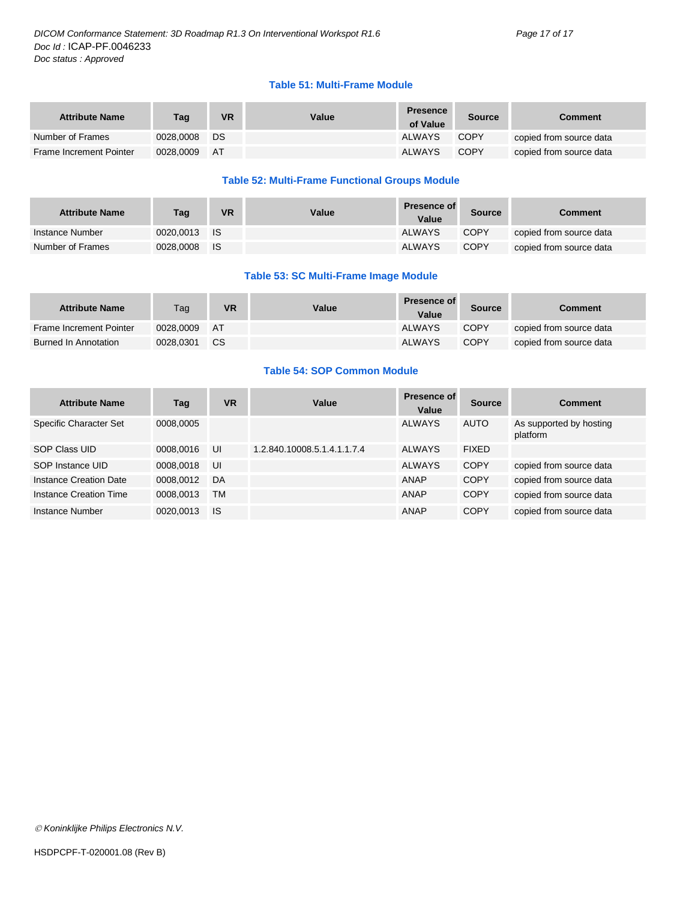**Table 51: Multi-Frame Module**

| Attribute Name | Tag | VR | Value | Presence of Value | Source | Comment |
|---|---|---|---|---|---|---|
| Number of Frames | 0028,0008 | DS | | ALWAYS | COPY | copied from source data |
| Frame Increment Pointer | 0028,0009 | AT | | ALWAYS | COPY | copied from source data |

**Table 52: Multi-Frame Functional Groups Module**

| Attribute Name | Tag | VR | Value | Presence of Value | Source | Comment |
|---|---|---|---|---|---|---|
| Instance Number | 0020,0013 | IS | | ALWAYS | COPY | copied from source data |
| Number of Frames | 0028,0008 | IS | | ALWAYS | COPY | copied from source data |

**Table 53: SC Multi-Frame Image Module**

| Attribute Name | Tag | VR | Value | Presence of Value | Source | Comment |
|---|---|---|---|---|---|---|
| Frame Increment Pointer | 0028,0009 | AT | | ALWAYS | COPY | copied from source data |
| Burned In Annotation | 0028,0301 | CS | | ALWAYS | COPY | copied from source data |

**Table 54: SOP Common Module**

| Attribute Name | Tag | VR | Value | Presence of Value | Source | Comment |
|---|---|---|---|---|---|---|
| Specific Character Set | 0008,0005 | | | ALWAYS | AUTO | As supported by hosting platform |
| SOP Class UID | 0008,0016 | UI | 1.2.840.10008.5.1.4.1.1.7.4 | ALWAYS | FIXED | |
| SOP Instance UID | 0008,0018 | UI | | ALWAYS | COPY | copied from source data |
| Instance Creation Date | 0008,0012 | DA | | ANAP | COPY | copied from source data |
| Instance Creation Time | 0008,0013 | TM | | ANAP | COPY | copied from source data |
| Instance Number | 0020,0013 | IS | | ANAP | COPY | copied from source data |